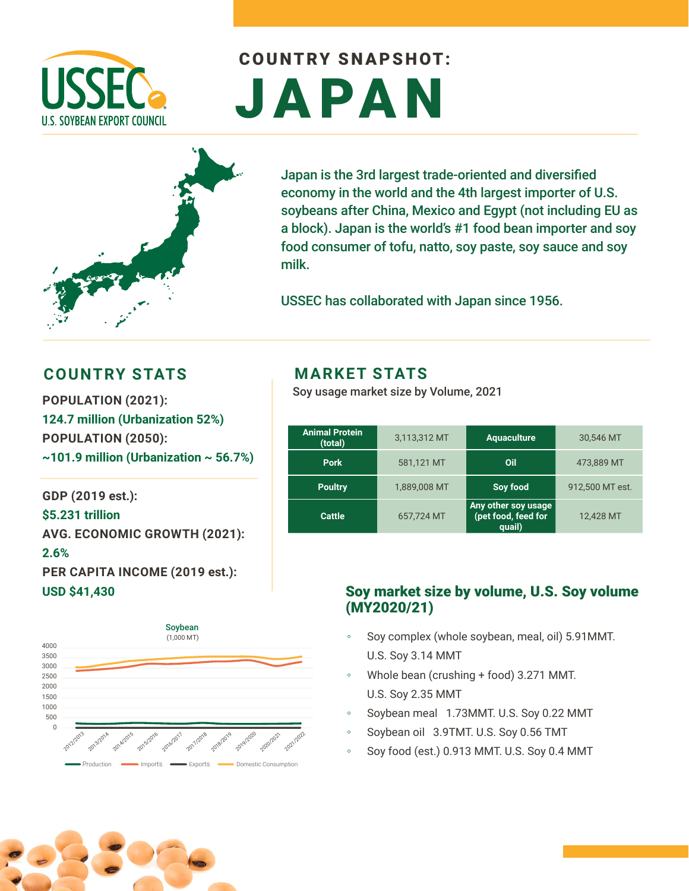# COUNTRY SNAPSHOT: JAPAN

Japan is the 3rd largest trade-oriented and diversified economy in the world and the 4th largest importer of U.S. soybeans after China, Mexico and Egypt (not including EU as a block). Japan is the world's #1 food bean importer and soy food consumer of tofu, natto, soy paste, soy sauce and soy milk.

USSEC has collaborated with Japan since 1956.

## COUNTRY STATS

**POPULATION (2021):**
**124.7 million (Urbanization 52%)**
**POPULATION (2050):**
**~101.9 million (Urbanization ~ 56.7%)**

**GDP (2019 est.):**
**$5.231 trillion**
**AVG. ECONOMIC GROWTH (2021):**
**2.6%**
**PER CAPITA INCOME (2019 est.):**
**USD $41,430**

## MARKET STATS

Soy usage market size by Volume, 2021

| Animal Protein (total) | 3,113,312 MT | Aquaculture | 30,546 MT |
|---|---|---|---|
| Pork | 581,121 MT | Oil | 473,889 MT |
| Poultry | 1,889,008 MT | Soy food | 912,500 MT est. |
| Cattle | 657,724 MT | Any other soy usage (pet food, feed for quail) | 12,428 MT |

### Soy market size by volume, U.S. Soy volume (MY2020/21)

- Soy complex (whole soybean, meal, oil) 5.91MMT. U.S. Soy 3.14 MMT
- Whole bean (crushing + food) 3.271 MMT. U.S. Soy 2.35 MMT
- Soybean meal 1.73MMT. U.S. Soy 0.22 MMT
- Soybean oil 3.9TMT. U.S. Soy 0.56 TMT
- Soy food (est.) 0.913 MMT. U.S. Soy 0.4 MMT

Soybean (1,000 MT)

Production — Imports — Exports — Domestic Consumption

2012/2013, 2013/2014, 2014/2015, 2015/2016, 2016/2017, 2017/2018, 2018/2019, 2019/2020, 2020/2021, 2021/2022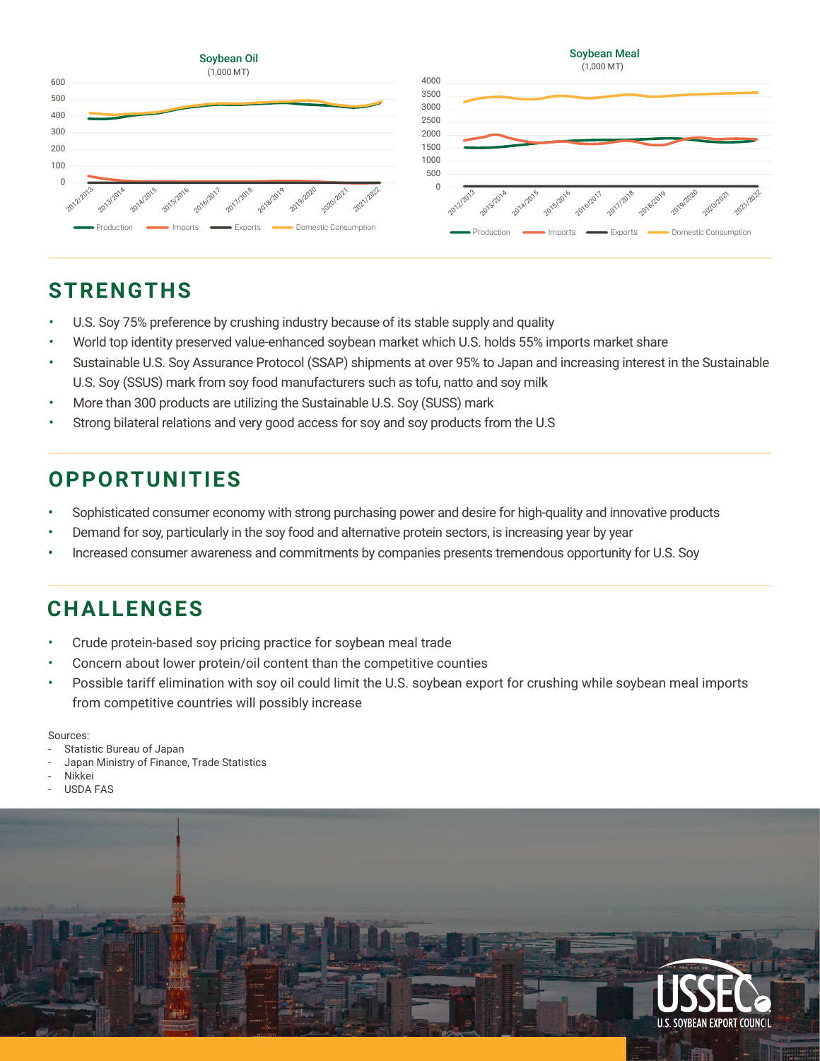Soybean Oil
(1,000 MT)

600
500
400
300
200
100
0

2012/2013 2013/2014 2014/2015 2015/2016 2016/2017 2017/2018 2018/2019 2019/2020 2020/2021 2021/2022

Production Imports Exports Domestic Consumption

Soybean Meal
(1,000 MT)

4000
3500
3000
2500
2000
1500
1000
500
0

2012/2013 2013/2014 2014/2015 2015/2016 2016/2017 2017/2018 2018/2019 2019/2020 2020/2021 2021/2022

Production Imports Exports Domestic Consumption

## STRENGTHS

- U.S. Soy 75% preference by crushing industry because of its stable supply and quality
- World top identity preserved value-enhanced soybean market which U.S. holds 55% imports market share
- Sustainable U.S. Soy Assurance Protocol (SSAP) shipments at over 95% to Japan and increasing interest in the Sustainable U.S. Soy (SSUS) mark from soy food manufacturers such as tofu, natto and soy milk
- More than 300 products are utilizing the Sustainable U.S. Soy (SUSS) mark
- Strong bilateral relations and very good access for soy and soy products from the U.S

## OPPORTUNITIES

- Sophisticated consumer economy with strong purchasing power and desire for high-quality and innovative products
- Demand for soy, particularly in the soy food and alternative protein sectors, is increasing year by year
- Increased consumer awareness and commitments by companies presents tremendous opportunity for U.S. Soy

## CHALLENGES

- Crude protein-based soy pricing practice for soybean meal trade
- Concern about lower protein/oil content than the competitive counties
- Possible tariff elimination with soy oil could limit the U.S. soybean export for crushing while soybean meal imports from competitive countries will possibly increase

Sources:
- Statistic Bureau of Japan
- Japan Ministry of Finance, Trade Statistics
- Nikkei
- USDA FAS

USSEC
U.S. SOYBEAN EXPORT COUNCIL